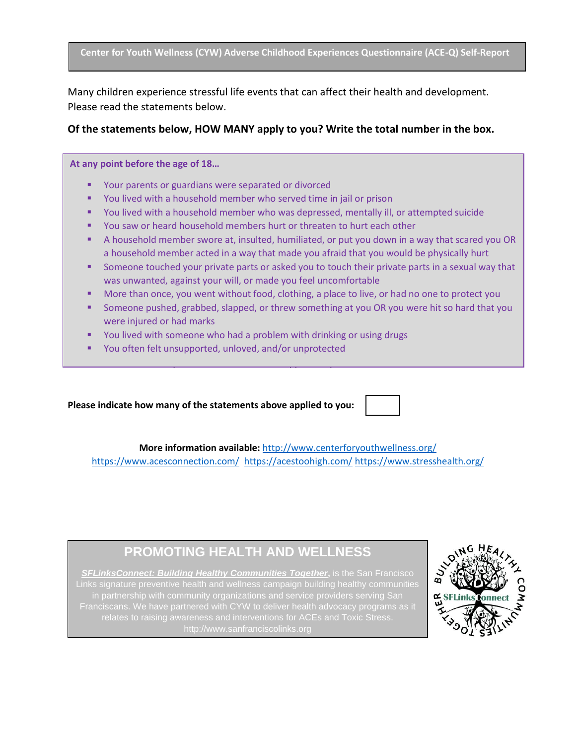## Center for Youth Wellness (CYW) Adverse Childhood Experiences Questionnaire (ACE-Q) Self-Report

Many children experience stressful life events that can affect their health and development. Please read the statements below.

**Of the statements below, HOW MANY apply to you? Write the total number in the box.**

**At any point before the age of 18…**

- Your parents or guardians were separated or divorced
- You lived with a household member who served time in jail or prison
- You lived with a household member who was depressed, mentally ill, or attempted suicide
- You saw or heard household members hurt or threaten to hurt each other
- A household member swore at, insulted, humiliated, or put you down in a way that scared you OR a household member acted in a way that made you afraid that you would be physically hurt
- Someone touched your private parts or asked you to touch their private parts in a sexual way that was unwanted, against your will, or made you feel uncomfortable
- More than once, you went without food, clothing, a place to live, or had no one to protect you
- Someone pushed, grabbed, slapped, or threw something at you OR you were hit so hard that you were injured or had marks
- You lived with someone who had a problem with drinking or using drugs
- You often felt unsupported, unloved, and/or unprotected

**Please indicate how many of the statements above applied to you:** ______

**More information available:** http://www.centerforyouthwellness.org/
https://www.acesconnection.com/ https://acestoohigh.com/ https://www.stresshealth.org/

### PROMOTING HEALTH AND WELLNESS

***SFLinksConnect: Building Healthy Communities Together***, is the San Francisco Links signature preventive health and wellness campaign building healthy communities in partnership with community organizations and service providers serving San Franciscans. We have partnered with CYW to deliver health advocacy programs as it relates to raising awareness and interventions for ACEs and Toxic Stress.
http://www.sanfranciscolinks.org

BUILDING HEALTHY COMMUNITIES TOGETHER
SFLinks Connect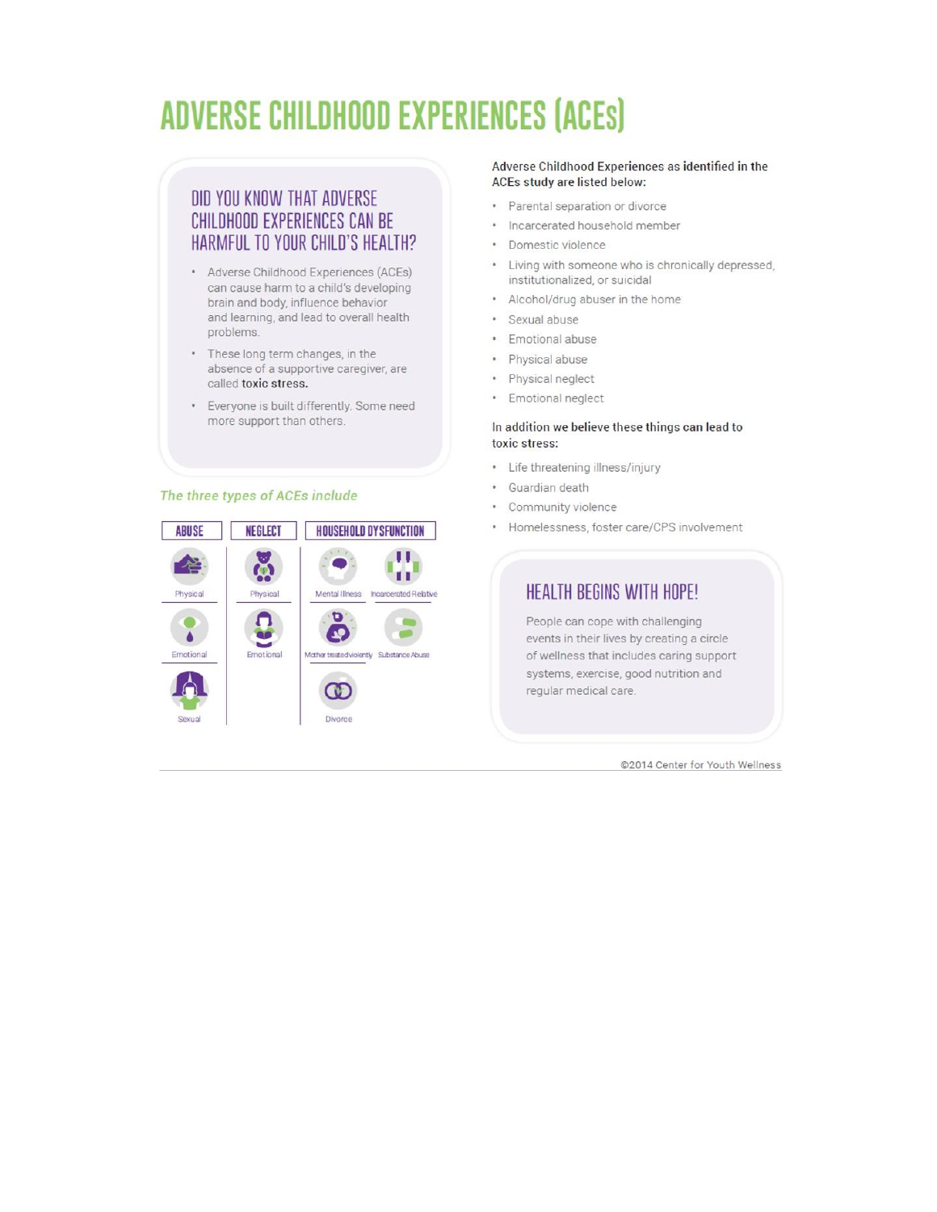# ADVERSE CHILDHOOD EXPERIENCES (ACEs)

## DID YOU KNOW THAT ADVERSE CHILDHOOD EXPERIENCES CAN BE HARMFUL TO YOUR CHILD'S HEALTH?

- Adverse Childhood Experiences (ACEs) can cause harm to a child's developing brain and body, influence behavior and learning, and lead to overall health problems.
- These long term changes, in the absence of a supportive caregiver, are called **toxic stress.**
- Everyone is built differently. Some need more support than others.

*The three types of ACEs include*

ABUSE
Physical
Emotional
Sexual

NEGLECT
Physical
Emotional

HOUSEHOLD DYSFUNCTION
Mental Illness
Incarcerated Relative
Mother treated violently
Substance Abuse
Divorce

**Adverse Childhood Experiences as identified in the ACEs study are listed below:**

- Parental separation or divorce
- Incarcerated household member
- Domestic violence
- Living with someone who is chronically depressed, institutionalized, or suicidal
- Alcohol/drug abuser in the home
- Sexual abuse
- Emotional abuse
- Physical abuse
- Physical neglect
- Emotional neglect

**In addition we believe these things can lead to toxic stress:**

- Life threatening illness/injury
- Guardian death
- Community violence
- Homelessness, foster care/CPS involvement

## HEALTH BEGINS WITH HOPE!

People can cope with challenging events in their lives by creating a circle of wellness that includes caring support systems, exercise, good nutrition and regular medical care.

©2014 Center for Youth Wellness